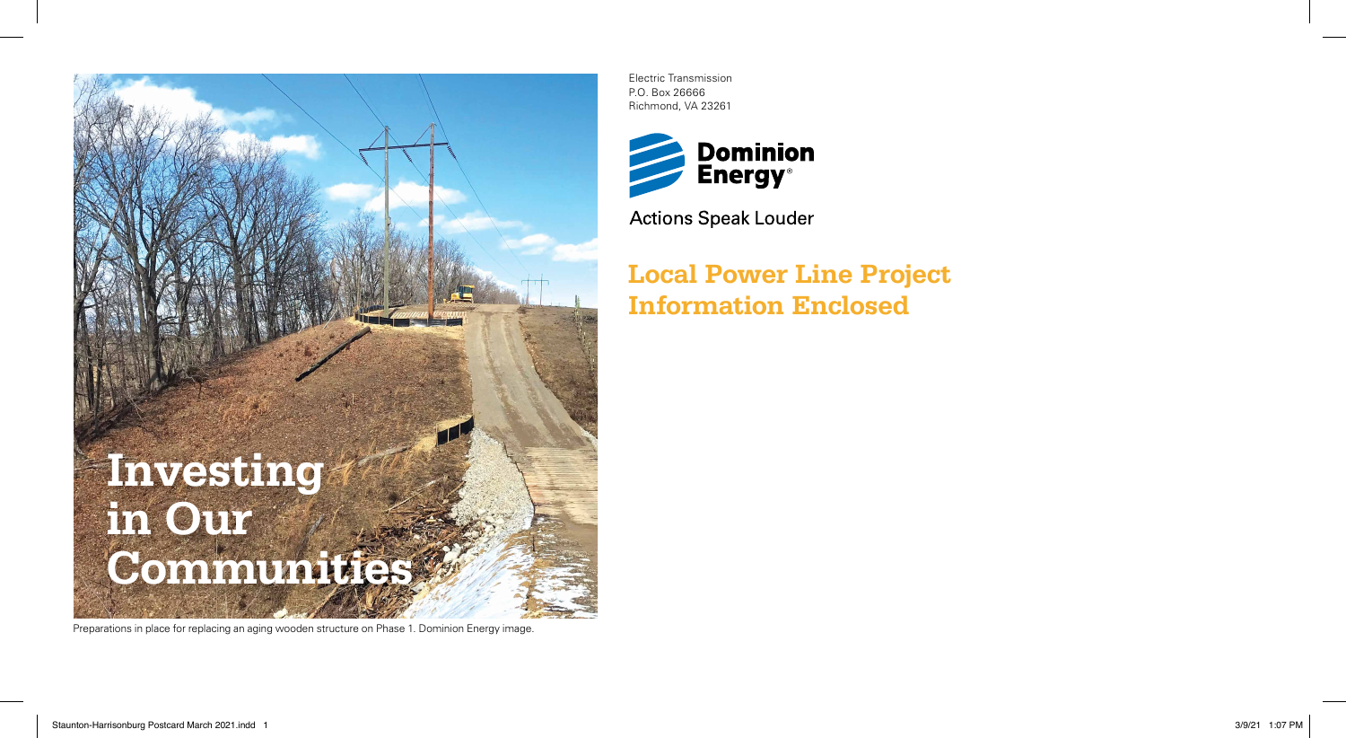# Investing in Our Communities

Preparations in place for replacing an aging wooden structure on Phase 1. Dominion Energy image.

Electric Transmission
P.O. Box 26666
Richmond, VA 23261

Dominion Energy®

Actions Speak Louder

## Local Power Line Project Information Enclosed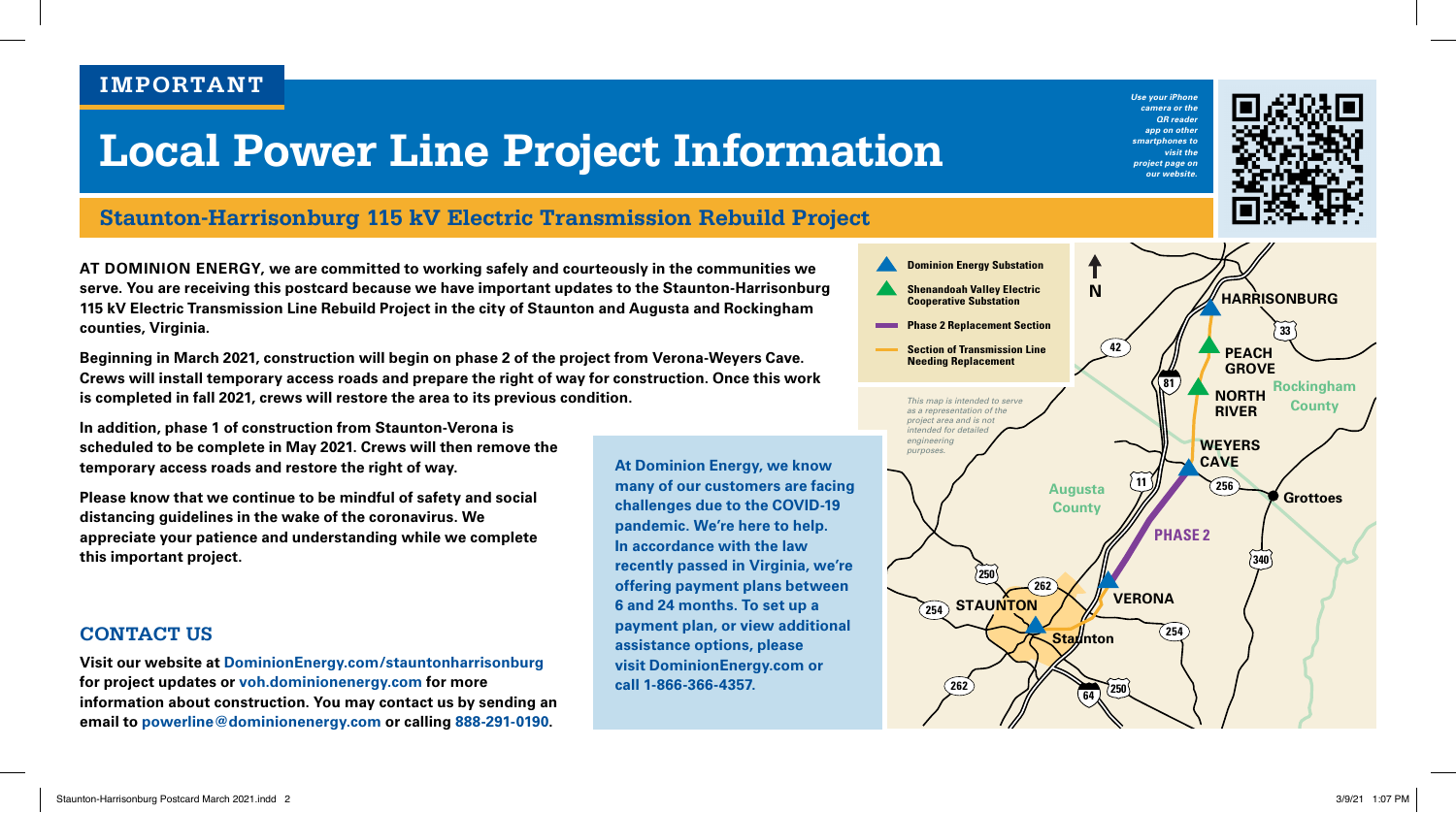**IMPORTANT**

# Local Power Line Project Information

*Use your iPhone camera or the QR reader app on other smartphones to visit the project page on our website.*

## Staunton-Harrisonburg 115 kV Electric Transmission Rebuild Project

**AT DOMINION ENERGY, we are committed to working safely and courteously in the communities we serve. You are receiving this postcard because we have important updates to the Staunton-Harrisonburg 115 kV Electric Transmission Line Rebuild Project in the city of Staunton and Augusta and Rockingham counties, Virginia.**

**Beginning in March 2021, construction will begin on phase 2 of the project from Verona-Weyers Cave. Crews will install temporary access roads and prepare the right of way for construction. Once this work is completed in fall 2021, crews will restore the area to its previous condition.**

**In addition, phase 1 of construction from Staunton-Verona is scheduled to be complete in May 2021. Crews will then remove the temporary access roads and restore the right of way.**

**Please know that we continue to be mindful of safety and social distancing guidelines in the wake of the coronavirus. We appreciate your patience and understanding while we complete this important project.**

**At Dominion Energy, we know many of our customers are facing challenges due to the COVID-19 pandemic. We're here to help. In accordance with the law recently passed in Virginia, we're offering payment plans between 6 and 24 months. To set up a payment plan, or view additional assistance options, please visit DominionEnergy.com or call 1-866-366-4357.**

## CONTACT US

**Visit our website at DominionEnergy.com/stauntonharrisonburg for project updates or voh.dominionenergy.com for more information about construction. You may contact us by sending an email to powerline@dominionenergy.com or calling 888-291-0190.**

Dominion Energy Substation

Shenandoah Valley Electric Cooperative Substation

Phase 2 Replacement Section

Section of Transmission Line Needing Replacement

N

*This map is intended to serve as a representation of the project area and is not intended for detailed engineering purposes.*

HARRISONBURG

PEACH GROVE

NORTH RIVER

WEYERS CAVE

Rockingham County

Augusta County

Grottoes

PHASE 2

VERONA

STAUNTON

Staunton

42 33 81 11 256 340 250 262 254 254 262 64 250